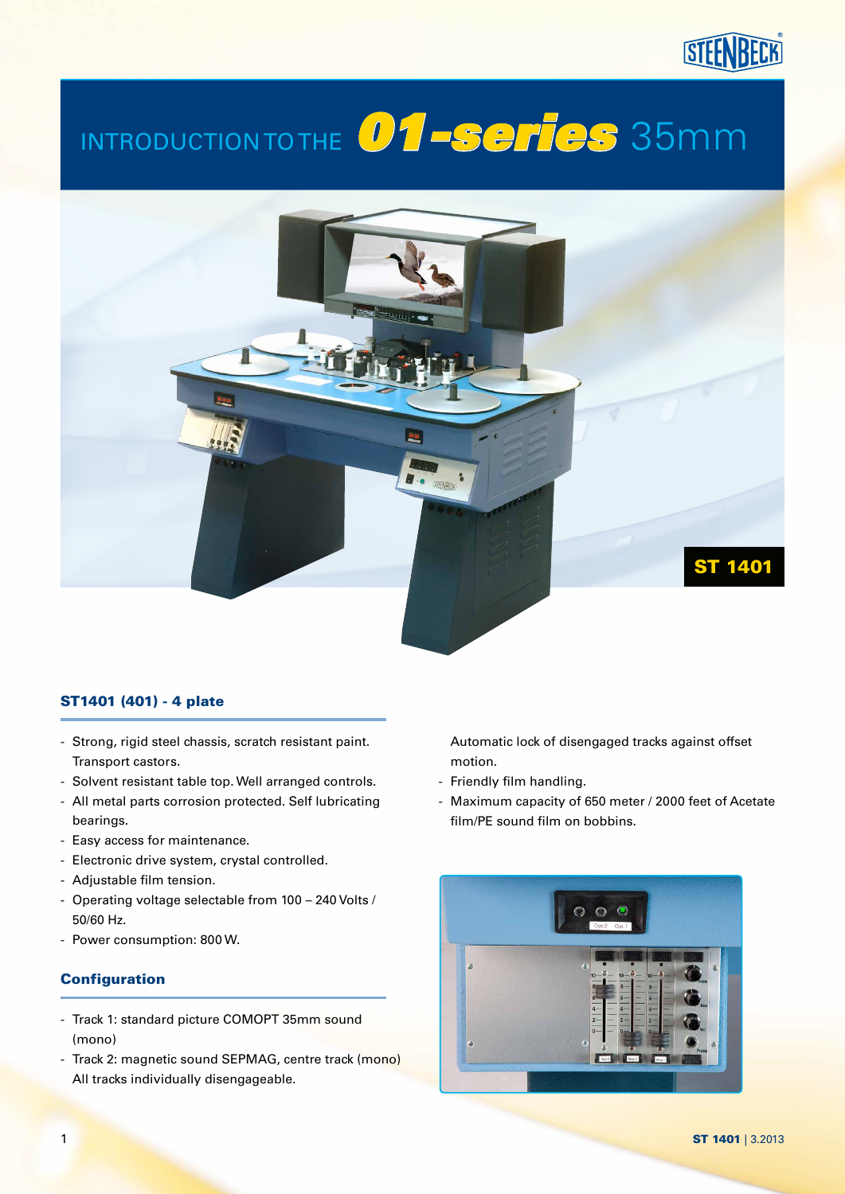# INTRODUCTION TO THE *01-series* 35mm

ST 1401

## ST1401 (401) - 4 plate

- Strong, rigid steel chassis, scratch resistant paint. Transport castors.
- Solvent resistant table top. Well arranged controls.
- All metal parts corrosion protected. Self lubricating bearings.
- Easy access for maintenance.
- Electronic drive system, crystal controlled.
- Adjustable film tension.
- Operating voltage selectable from 100 – 240 Volts / 50/60 Hz.
- Power consumption: 800 W.

## Configuration

- Track 1: standard picture COMOPT 35mm sound (mono)
- Track 2: magnetic sound SEPMAG, centre track (mono) All tracks individually disengageable. Automatic lock of disengaged tracks against offset motion.
- Friendly film handling.
- Maximum capacity of 650 meter / 2000 feet of Acetate film/PE sound film on bobbins.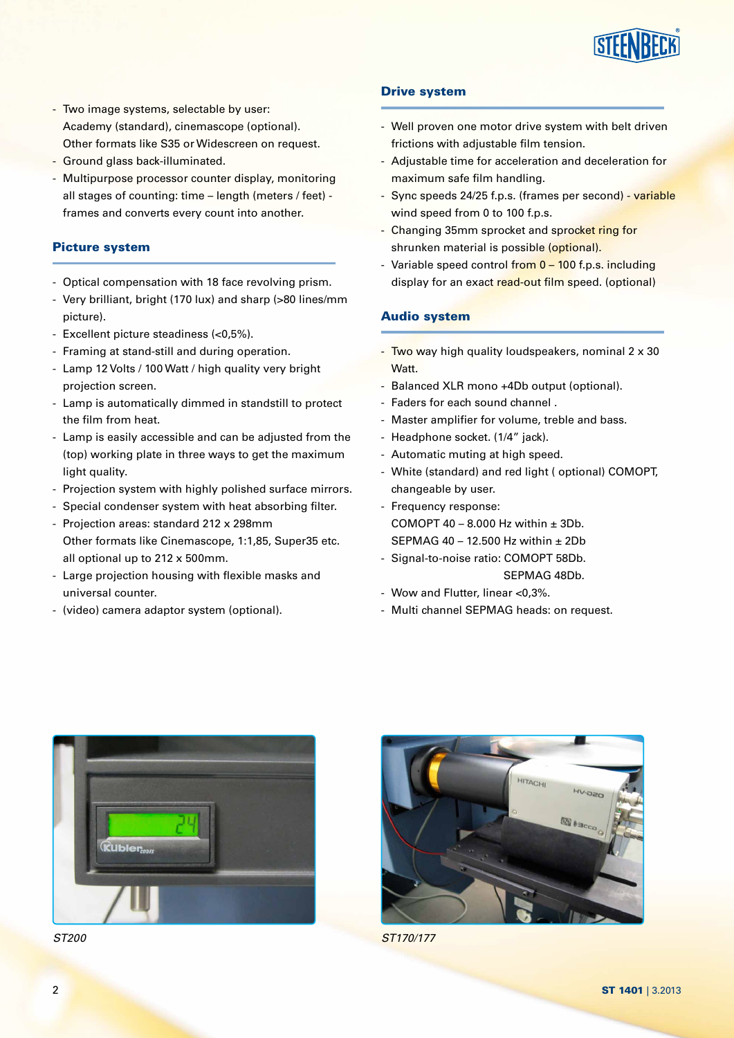- Two image systems, selectable by user: Academy (standard), cinemascope (optional). Other formats like S35 or Widescreen on request.
- Ground glass back-illuminated.
- Multipurpose processor counter display, monitoring all stages of counting: time – length (meters / feet) - frames and converts every count into another.

## Picture system

- Optical compensation with 18 face revolving prism.
- Very brilliant, bright (170 lux) and sharp (>80 lines/mm picture).
- Excellent picture steadiness (<0,5%).
- Framing at stand-still and during operation.
- Lamp 12 Volts / 100 Watt / high quality very bright projection screen.
- Lamp is automatically dimmed in standstill to protect the film from heat.
- Lamp is easily accessible and can be adjusted from the (top) working plate in three ways to get the maximum light quality.
- Projection system with highly polished surface mirrors.
- Special condenser system with heat absorbing filter.
- Projection areas: standard 212 x 298mm
  Other formats like Cinemascope, 1:1,85, Super35 etc. all optional up to 212 x 500mm.
- Large projection housing with flexible masks and universal counter.
- (video) camera adaptor system (optional).

## Drive system

- Well proven one motor drive system with belt driven frictions with adjustable film tension.
- Adjustable time for acceleration and deceleration for maximum safe film handling.
- Sync speeds 24/25 f.p.s. (frames per second) - variable wind speed from 0 to 100 f.p.s.
- Changing 35mm sprocket and sprocket ring for shrunken material is possible (optional).
- Variable speed control from 0 – 100 f.p.s. including display for an exact read-out film speed. (optional)

## Audio system

- Two way high quality loudspeakers, nominal 2 x 30 Watt.
- Balanced XLR mono +4Db output (optional).
- Faders for each sound channel .
- Master amplifier for volume, treble and bass.
- Headphone socket. (1/4" jack).
- Automatic muting at high speed.
- White (standard) and red light ( optional) COMOPT, changeable by user.
- Frequency response:
  COMOPT 40 – 8.000 Hz within ± 3Db.
  SEPMAG 40 – 12.500 Hz within ± 2Db
- Signal-to-noise ratio: COMOPT 58Db.
  SEPMAG 48Db.
- Wow and Flutter, linear <0,3%.
- Multi channel SEPMAG heads: on request.

*ST200*

*ST170/177*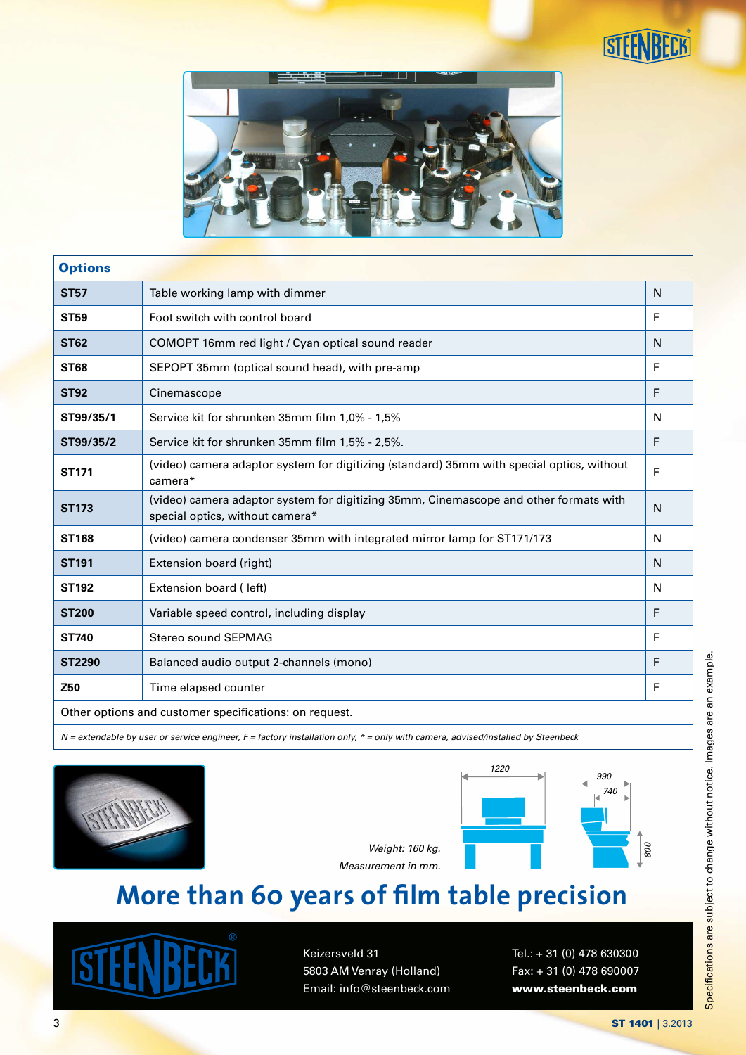| Options | | |
|---|---|---|
| **ST57** | Table working lamp with dimmer | N |
| **ST59** | Foot switch with control board | F |
| **ST62** | COMOPT 16mm red light / Cyan optical sound reader | N |
| **ST68** | SEPOPT 35mm (optical sound head), with pre-amp | F |
| **ST92** | Cinemascope | F |
| **ST99/35/1** | Service kit for shrunken 35mm film 1,0% - 1,5% | N |
| **ST99/35/2** | Service kit for shrunken 35mm film 1,5% - 2,5%. | F |
| **ST171** | (video) camera adaptor system for digitizing (standard) 35mm with special optics, without camera* | F |
| **ST173** | (video) camera adaptor system for digitizing 35mm, Cinemascope and other formats with special optics, without camera* | N |
| **ST168** | (video) camera condenser 35mm with integrated mirror lamp for ST171/173 | N |
| **ST191** | Extension board (right) | N |
| **ST192** | Extension board ( left) | N |
| **ST200** | Variable speed control, including display | F |
| **ST740** | Stereo sound SEPMAG | F |
| **ST2290** | Balanced audio output 2-channels (mono) | F |
| **Z50** | Time elapsed counter | F |
| Other options and customer specifications: on request. | | |

*N = extendable by user or service engineer, F = factory installation only, * = only with camera, advised/installed by Steenbeck*

1220

990

740

800

*Weight: 160 kg.*

*Measurement in mm.*

# More than 60 years of film table precision

Keizersveld 31
5803 AM Venray (Holland)
Email: info@steenbeck.com

Tel.: + 31 (0) 478 630300
Fax: + 31 (0) 478 690007
**www.steenbeck.com**

Specifications are subject to change without notice. Images are an example.

**ST 1401** | 3.2013